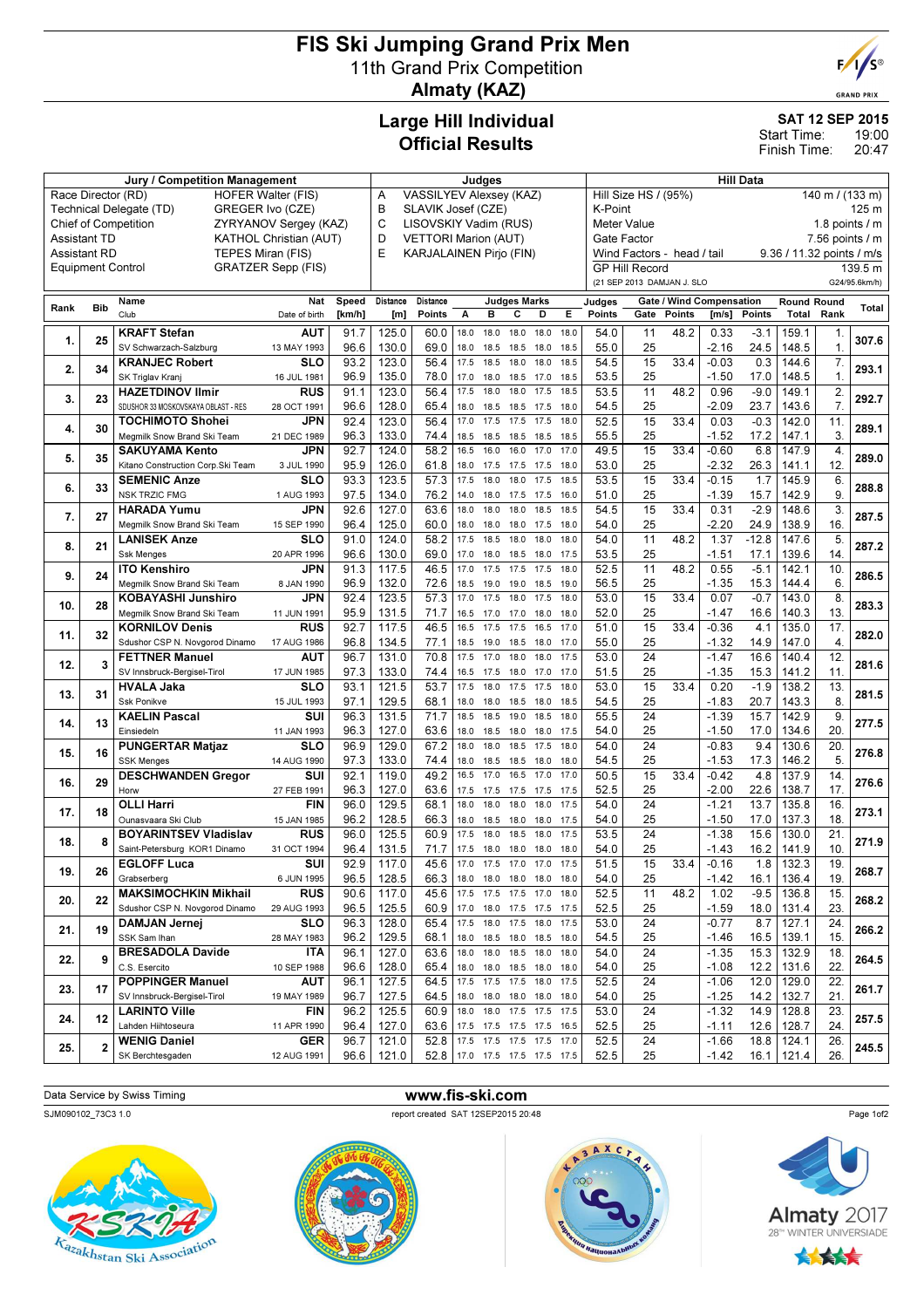# FIS Ski Jumping Grand Prix Men

11th Grand Prix Competition

**Almaty (KAZ)**

## Large Hill Individual
## Official Results

**SAT 12 SEP 2015**
Start Time: 19:00
Finish Time: 20:47

| Jury / Competition Management | | Judges | | Hill Data | |
|---|---|---|---|---|---|
| Race Director (RD) | HOFER Walter (FIS) | A | VASSILYEV Alexsey (KAZ) | Hill Size HS / (95%) | 140 m / (133 m) |
| Technical Delegate (TD) | GREGER Ivo (CZE) | B | SLAVIK Josef (CZE) | K-Point | 125 m |
| Chief of Competition | ZYRYANOV Sergey (KAZ) | C | LISOVSKIY Vadim (RUS) | Meter Value | 1.8 points / m |
| Assistant TD | KATHOL Christian (AUT) | D | VETTORI Marion (AUT) | Gate Factor | 7.56 points / m |
| Assistant RD | TEPES Miran (FIS) | E | KARJALAINEN Pirjo (FIN) | Wind Factors - head / tail | 9.36 / 11.32 points / m/s |
| Equipment Control | GRATZER Sepp (FIS) | | | GP Hill Record | 139.5 m |
| | | | | (21 SEP 2013 DAMJAN J. SLO | G24/95.6km/h) |

| Rank | Bib | Name / Club | Nat / Date of birth | Speed [km/h] | Distance [m] | Distance Points | A | B | C | D | E | Judges Points | Gate | Gate Points | Wind [m/s] | Wind Points | Round Total | Round Rank | Total |
|---|---|---|---|---|---|---|---|---|---|---|---|---|---|---|---|---|---|---|---|
| 1. | 25 | KRAFT Stefan | AUT | 91.7 | 125.0 | 60.0 | 18.0 | 18.0 | 18.0 | 18.0 | 18.0 | 54.0 | 11 | 48.2 | 0.33 | -3.1 | 159.1 | 1. | 307.6 |
| | | SV Schwarzach-Salzburg | 13 MAY 1993 | 96.6 | 130.0 | 69.0 | 18.0 | 18.5 | 18.5 | 18.0 | 18.5 | 55.0 | 25 | | -2.16 | 24.5 | 148.5 | 1. | |
| 2. | 34 | KRANJEC Robert | SLO | 93.2 | 123.0 | 56.4 | 17.5 | 18.5 | 18.0 | 18.0 | 18.5 | 54.5 | 15 | 33.4 | -0.03 | 0.3 | 144.6 | 7. | 293.1 |
| | | SK Triglav Kranj | 16 JUL 1981 | 96.9 | 135.0 | 78.0 | 17.0 | 18.0 | 18.5 | 17.0 | 18.5 | 53.5 | 25 | | -1.50 | 17.0 | 148.5 | 1. | |
| 3. | 23 | HAZETDINOV Ilmir | RUS | 91.1 | 123.0 | 56.4 | 17.5 | 18.0 | 18.0 | 17.5 | 18.5 | 53.5 | 11 | 48.2 | 0.96 | -9.0 | 149.1 | 2. | 292.7 |
| | | SDUSHOR 33 MOSKOVSKAYA OBLAST - RES | 28 OCT 1991 | 96.6 | 128.0 | 65.4 | 18.0 | 18.5 | 18.5 | 17.5 | 18.0 | 54.5 | 25 | | -2.09 | 23.7 | 143.6 | 7. | |
| 4. | 30 | TOCHIMOTO Shohei | JPN | 92.4 | 123.0 | 56.4 | 17.0 | 17.5 | 17.5 | 17.5 | 18.0 | 52.5 | 15 | 33.4 | 0.03 | -0.3 | 142.0 | 11. | 289.1 |
| | | Megmilk Snow Brand Ski Team | 21 DEC 1989 | 96.3 | 133.0 | 74.4 | 18.5 | 18.5 | 18.5 | 18.5 | 18.5 | 55.5 | 25 | | -1.52 | 17.2 | 147.1 | 3. | |
| 5. | 35 | SAKUYAMA Kento | JPN | 92.7 | 124.0 | 58.2 | 16.5 | 16.0 | 16.0 | 17.0 | 17.0 | 49.5 | 15 | 33.4 | -0.60 | 6.8 | 147.9 | 4. | 289.0 |
| | | Kitano Construction Corp.Ski Team | 3 JUL 1990 | 95.9 | 126.0 | 61.8 | 18.0 | 17.5 | 17.5 | 17.5 | 18.0 | 53.0 | 25 | | -2.32 | 26.3 | 141.1 | 12. | |
| 6. | 33 | SEMENIC Anze | SLO | 93.3 | 123.5 | 57.3 | 17.5 | 18.0 | 18.0 | 17.5 | 18.5 | 53.5 | 15 | 33.4 | -0.15 | 1.7 | 145.9 | 6. | 288.8 |
| | | NSK TRZIC FMG | 1 AUG 1993 | 97.5 | 134.0 | 76.2 | 14.0 | 18.0 | 17.0 | 17.5 | 16.0 | 51.0 | 25 | | -1.39 | 15.7 | 142.9 | 9. | |
| 7. | 27 | HARADA Yumu | JPN | 92.6 | 127.0 | 63.6 | 18.0 | 18.0 | 18.0 | 18.5 | 18.5 | 54.5 | 15 | 33.4 | 0.31 | -2.9 | 148.6 | 3. | 287.5 |
| | | Megmilk Snow Brand Ski Team | 15 SEP 1990 | 96.4 | 125.0 | 60.0 | 18.0 | 18.0 | 18.0 | 17.5 | 18.0 | 54.0 | 25 | | -2.20 | 24.9 | 138.9 | 16. | |
| 8. | 21 | LANISEK Anze | SLO | 91.0 | 124.0 | 58.2 | 17.5 | 18.5 | 18.0 | 18.0 | 18.0 | 54.0 | 11 | 48.2 | 1.37 | -12.8 | 147.6 | 5. | 287.2 |
| | | Ssk Menges | 20 APR 1996 | 96.6 | 130.0 | 69.0 | 17.0 | 18.0 | 18.5 | 18.0 | 17.5 | 53.5 | 25 | | -1.51 | 17.1 | 139.6 | 14. | |
| 9. | 24 | ITO Kenshiro | JPN | 91.3 | 117.5 | 46.5 | 17.0 | 17.5 | 17.5 | 17.5 | 18.0 | 52.5 | 11 | 48.2 | 0.55 | -5.1 | 142.1 | 10. | 286.5 |
| | | Megmilk Snow Brand Ski Team | 8 JAN 1990 | 96.9 | 132.0 | 72.6 | 18.5 | 19.0 | 19.0 | 18.5 | 19.0 | 56.5 | 25 | | -1.35 | 15.3 | 144.4 | 6. | |
| 10. | 28 | KOBAYASHI Junshiro | JPN | 92.4 | 123.5 | 57.3 | 17.0 | 17.5 | 18.0 | 17.5 | 18.0 | 53.0 | 15 | 33.4 | 0.07 | -0.7 | 143.0 | 8. | 283.3 |
| | | Megmilk Snow Brand Ski Team | 11 JUN 1991 | 95.9 | 131.5 | 71.7 | 16.5 | 17.0 | 17.0 | 18.0 | 18.0 | 52.0 | 25 | | -1.47 | 16.6 | 140.3 | 13. | |
| 11. | 32 | KORNILOV Denis | RUS | 92.7 | 117.5 | 46.5 | 16.5 | 17.5 | 17.5 | 16.5 | 17.0 | 51.0 | 15 | 33.4 | -0.36 | 4.1 | 135.0 | 17. | 282.0 |
| | | Sdushor CSP N. Novgorod Dinamo | 17 AUG 1986 | 96.8 | 134.5 | 77.1 | 18.5 | 19.0 | 18.5 | 18.0 | 17.0 | 55.0 | 25 | | -1.32 | 14.9 | 147.0 | 4. | |
| 12. | 3 | FETTNER Manuel | AUT | 96.7 | 131.0 | 70.8 | 17.5 | 17.0 | 18.0 | 18.0 | 17.5 | 53.0 | 24 | | -1.47 | 16.6 | 140.4 | 12. | 281.6 |
| | | SV Innsbruck-Bergisel-Tirol | 17 JUN 1985 | 97.3 | 133.0 | 74.4 | 16.5 | 17.5 | 18.0 | 17.0 | 17.0 | 51.5 | 25 | | -1.35 | 15.3 | 141.2 | 11. | |
| 13. | 31 | HVALA Jaka | SLO | 93.1 | 121.5 | 53.7 | 17.5 | 18.0 | 17.5 | 17.5 | 18.0 | 53.0 | 15 | 33.4 | 0.20 | -1.9 | 138.2 | 13. | 281.5 |
| | | Ssk Ponikve | 15 JUL 1993 | 97.1 | 129.5 | 68.1 | 18.0 | 18.0 | 18.5 | 18.0 | 18.5 | 54.5 | 25 | | -1.83 | 20.7 | 143.3 | 8. | |
| 14. | 13 | KAELIN Pascal | SUI | 96.3 | 131.5 | 71.7 | 18.5 | 18.5 | 19.0 | 18.5 | 18.0 | 55.5 | 24 | | -1.39 | 15.7 | 142.9 | 9. | 277.5 |
| | | Einsiedeln | 11 JAN 1993 | 96.3 | 127.0 | 63.6 | 18.0 | 18.5 | 18.0 | 18.0 | 17.5 | 54.0 | 25 | | -1.50 | 17.0 | 134.6 | 20. | |
| 15. | 16 | PUNGERTAR Matjaz | SLO | 96.9 | 129.0 | 67.2 | 18.0 | 18.0 | 18.5 | 17.5 | 18.0 | 54.0 | 24 | | -0.83 | 9.4 | 130.6 | 20. | 276.8 |
| | | SSK Menges | 14 AUG 1990 | 97.3 | 133.0 | 74.4 | 18.0 | 18.5 | 18.5 | 18.0 | 18.0 | 54.5 | 25 | | -1.53 | 17.3 | 146.2 | 5. | |
| 16. | 29 | DESCHWANDEN Gregor | SUI | 92.1 | 119.0 | 49.2 | 16.5 | 17.0 | 16.5 | 17.0 | 17.0 | 50.5 | 15 | 33.4 | -0.42 | 4.8 | 137.9 | 14. | 276.6 |
| | | Horw | 27 FEB 1991 | 96.3 | 127.0 | 63.6 | 17.5 | 17.5 | 17.5 | 17.5 | 17.5 | 52.5 | 25 | | -2.00 | 22.6 | 138.7 | 17. | |
| 17. | 18 | OLLI Harri | FIN | 96.0 | 129.5 | 68.1 | 18.0 | 18.0 | 18.0 | 18.0 | 17.5 | 54.0 | 24 | | -1.21 | 13.7 | 135.8 | 16. | 273.1 |
| | | Ounasvaara Ski Club | 15 JAN 1985 | 96.2 | 128.5 | 66.3 | 18.0 | 18.5 | 18.0 | 18.0 | 17.5 | 54.0 | 25 | | -1.50 | 17.0 | 137.3 | 18. | |
| 18. | 8 | BOYARINTSEV Vladislav | RUS | 96.0 | 125.5 | 60.9 | 17.5 | 18.0 | 18.5 | 18.0 | 17.5 | 53.5 | 24 | | -1.38 | 15.6 | 130.0 | 21. | 271.9 |
| | | Saint-Petersburg KOR1 Dinamo | 31 OCT 1994 | 96.4 | 131.5 | 71.7 | 17.5 | 18.0 | 18.0 | 18.0 | 18.0 | 54.0 | 25 | | -1.43 | 16.2 | 141.9 | 10. | |
| 19. | 26 | EGLOFF Luca | SUI | 92.9 | 117.0 | 45.6 | 17.0 | 17.5 | 17.0 | 17.0 | 17.5 | 51.5 | 15 | 33.4 | -0.16 | 1.8 | 132.3 | 19. | 268.7 |
| | | Grabserberg | 6 JUN 1995 | 96.5 | 128.5 | 66.3 | 18.0 | 18.0 | 18.0 | 18.0 | 18.0 | 54.0 | 25 | | -1.42 | 16.1 | 136.4 | 19. | |
| 20. | 22 | MAKSIMOCHKIN Mikhail | RUS | 90.6 | 117.0 | 45.6 | 17.5 | 17.5 | 17.5 | 17.0 | 18.0 | 52.5 | 11 | 48.2 | 1.02 | -9.5 | 136.8 | 15. | 268.2 |
| | | Sdushor CSP N. Novgorod Dinamo | 29 AUG 1993 | 96.5 | 125.5 | 60.9 | 17.0 | 18.0 | 17.5 | 17.5 | 17.5 | 52.5 | 25 | | -1.59 | 18.0 | 131.4 | 23. | |
| 21. | 19 | DAMJAN Jernej | SLO | 96.3 | 128.0 | 65.4 | 17.5 | 18.0 | 17.5 | 18.0 | 17.5 | 53.0 | 24 | | -0.77 | 8.7 | 127.1 | 24. | 266.2 |
| | | SSK Sam Ihan | 28 MAY 1983 | 96.2 | 129.5 | 68.1 | 18.0 | 18.5 | 18.0 | 18.5 | 18.0 | 54.5 | 25 | | -1.46 | 16.5 | 139.1 | 15. | |
| 22. | 9 | BRESADOLA Davide | ITA | 96.1 | 127.0 | 63.6 | 18.0 | 18.0 | 18.5 | 18.0 | 18.0 | 54.0 | 24 | | -1.35 | 15.3 | 132.9 | 18. | 264.5 |
| | | C.S. Esercito | 10 SEP 1988 | 96.6 | 128.0 | 65.4 | 18.0 | 18.0 | 18.5 | 18.0 | 18.0 | 54.0 | 25 | | -1.08 | 12.2 | 131.6 | 22. | |
| 23. | 17 | POPPINGER Manuel | AUT | 96.1 | 127.5 | 64.5 | 17.5 | 17.5 | 17.5 | 18.0 | 17.5 | 52.5 | 24 | | -1.06 | 12.0 | 129.0 | 22. | 261.7 |
| | | SV Innsbruck-Bergisel-Tirol | 19 MAY 1989 | 96.7 | 127.5 | 64.5 | 18.0 | 18.0 | 18.0 | 18.0 | 18.0 | 54.0 | 25 | | -1.25 | 14.2 | 132.7 | 21. | |
| 24. | 12 | LARINTO Ville | FIN | 96.2 | 125.5 | 60.9 | 18.0 | 18.0 | 17.5 | 17.5 | 17.5 | 53.0 | 24 | | -1.32 | 14.9 | 128.8 | 23. | 257.5 |
| | | Lahden Hiihtoseura | 11 APR 1990 | 96.4 | 127.0 | 63.6 | 17.5 | 17.5 | 17.5 | 17.5 | 16.5 | 52.5 | 25 | | -1.11 | 12.6 | 128.7 | 24. | |
| 25. | 2 | WENIG Daniel | GER | 96.7 | 121.0 | 52.8 | 17.5 | 17.5 | 17.5 | 17.5 | 17.0 | 52.5 | 24 | | -1.66 | 18.8 | 124.1 | 26. | 245.5 |
| | | SK Berchtesgaden | 12 AUG 1991 | 96.6 | 121.0 | 52.8 | 17.0 | 17.5 | 17.5 | 17.5 | 17.5 | 52.5 | 25 | | -1.42 | 16.1 | 121.4 | 26. | |

Data Service by Swiss Timing

www.fis-ski.com

SJM090102_73C3 1.0

report created SAT 12SEP2015 20:48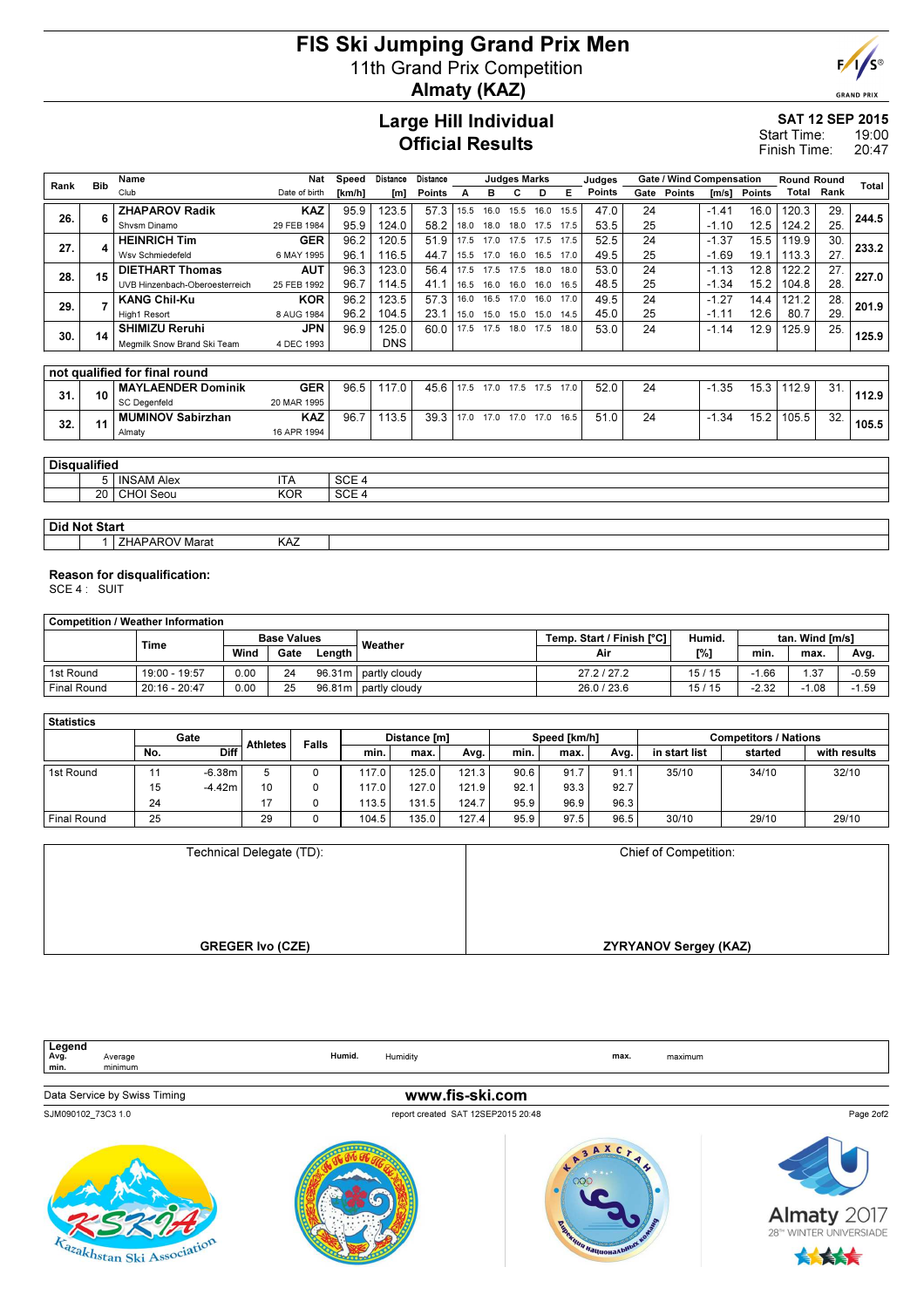# FIS Ski Jumping Grand Prix Men

11th Grand Prix Competition

**Almaty (KAZ)**

## Large Hill Individual
## Official Results

**SAT 12 SEP 2015**
Start Time: 19:00
Finish Time: 20:47

| Rank | Bib | Name / Club | Nat / Date of birth | Speed [km/h] | Distance [m] | Distance Points | A | B | C | D | E | Judges Points | Gate | Gate Points | Wind [m/s] | Wind Points | Round Total | Round Rank | Total |
|---|---|---|---|---|---|---|---|---|---|---|---|---|---|---|---|---|---|---|---|
| 26. | 6 | **ZHAPAROV Radik** | KAZ | 95.9 | 123.5 | 57.3 | 15.5 | 16.0 | 15.5 | 16.0 | 15.5 | 47.0 | 24 | | -1.41 | 16.0 | 120.3 | 29. | 244.5 |
| | | Shvsm Dinamo | 29 FEB 1984 | 95.9 | 124.0 | 58.2 | 18.0 | 18.0 | 18.0 | 17.5 | 17.5 | 53.5 | 25 | | -1.10 | 12.5 | 124.2 | 25. | |
| 27. | 4 | **HEINRICH Tim** | GER | 96.2 | 120.5 | 51.9 | 17.5 | 17.0 | 17.5 | 17.5 | 17.5 | 52.5 | 24 | | -1.37 | 15.5 | 119.9 | 30. | 233.2 |
| | | Wsv Schmiedefeld | 6 MAY 1995 | 96.1 | 116.5 | 44.7 | 15.5 | 17.0 | 16.0 | 16.5 | 17.0 | 49.5 | 25 | | -1.69 | 19.1 | 113.3 | 27. | |
| 28. | 15 | **DIETHART Thomas** | AUT | 96.3 | 123.0 | 56.4 | 17.5 | 17.5 | 17.5 | 18.0 | 18.0 | 53.0 | 24 | | -1.13 | 12.8 | 122.2 | 27. | 227.0 |
| | | UVB Hinzenbach-Oberoesterreich | 25 FEB 1992 | 96.7 | 114.5 | 41.1 | 16.5 | 16.0 | 16.0 | 16.0 | 16.5 | 48.5 | 25 | | -1.34 | 15.2 | 104.8 | 28. | |
| 29. | 7 | **KANG Chil-Ku** | KOR | 96.2 | 123.5 | 57.3 | 16.0 | 16.5 | 17.0 | 16.0 | 17.0 | 49.5 | 24 | | -1.27 | 14.4 | 121.2 | 28. | 201.9 |
| | | High1 Resort | 8 AUG 1984 | 96.2 | 104.5 | 23.1 | 15.0 | 15.0 | 15.0 | 15.0 | 14.5 | 45.0 | 25 | | -1.11 | 12.6 | 80.7 | 29. | |
| 30. | 14 | **SHIMIZU Reruhi** | JPN | 96.9 | 125.0 | 60.0 | 17.5 | 17.5 | 18.0 | 17.5 | 18.0 | 53.0 | 24 | | -1.14 | 12.9 | 125.9 | 25. | 125.9 |
| | | Megmilk Snow Brand Ski Team | 4 DEC 1993 | | DNS | | | | | | | | | | | | | | |

### not qualified for final round

| Rank | Bib | Name / Club | Nat / Date of birth | Speed [km/h] | Distance [m] | Distance Points | A | B | C | D | E | Judges Points | Gate | Gate Points | Wind [m/s] | Wind Points | Round Total | Round Rank | Total |
|---|---|---|---|---|---|---|---|---|---|---|---|---|---|---|---|---|---|---|---|
| 31. | 10 | **MAYLAENDER Dominik** | GER | 96.5 | 117.0 | 45.6 | 17.5 | 17.0 | 17.5 | 17.5 | 17.0 | 52.0 | 24 | | -1.35 | 15.3 | 112.9 | 31. | 112.9 |
| | | SC Degenfeld | 20 MAR 1995 | | | | | | | | | | | | | | | | |
| 32. | 11 | **MUMINOV Sabirzhan** | KAZ | 96.7 | 113.5 | 39.3 | 17.0 | 17.0 | 17.0 | 17.0 | 16.5 | 51.0 | 24 | | -1.34 | 15.2 | 105.5 | 32. | 105.5 |
| | | Almaty | 16 APR 1994 | | | | | | | | | | | | | | | | |

### Disqualified

| Bib | Name | Nat | Reason |
|---|---|---|---|
| 5 | INSAM Alex | ITA | SCE 4 |
| 20 | CHOI Seou | KOR | SCE 4 |

### Did Not Start

| Bib | Name | Nat |
|---|---|---|
| 1 | ZHAPAROV Marat | KAZ |

**Reason for disqualification:**
SCE 4 : SUIT

### Competition / Weather Information

| | Time | Base Values Wind | Base Values Gate | Base Values Length | Weather | Temp. Start / Finish [°C] Air | Humid. [%] | tan. Wind [m/s] min. | max. | Avg. |
|---|---|---|---|---|---|---|---|---|---|---|
| 1st Round | 19:00 - 19:57 | 0.00 | 24 | 96.31m | partly cloudy | 27.2 / 27.2 | 15 / 15 | -1.66 | 1.37 | -0.59 |
| Final Round | 20:16 - 20:47 | 0.00 | 25 | 96.81m | partly cloudy | 26.0 / 23.6 | 15 / 15 | -2.32 | -1.08 | -1.59 |

### Statistics

| | Gate No. | Gate Diff | Athletes | Falls | Distance [m] min. | max. | Avg. | Speed [km/h] min. | max. | Avg. | Competitors / Nations in start list | started | with results |
|---|---|---|---|---|---|---|---|---|---|---|---|---|---|
| 1st Round | 11 | -6.38m | 5 | 0 | 117.0 | 125.0 | 121.3 | 90.6 | 91.7 | 91.1 | 35/10 | 34/10 | 32/10 |
| | 15 | -4.42m | 10 | 0 | 117.0 | 127.0 | 121.9 | 92.1 | 93.3 | 92.7 | | | |
| | 24 | | 17 | 0 | 113.5 | 131.5 | 124.7 | 95.9 | 96.9 | 96.3 | | | |
| Final Round | 25 | | 29 | 0 | 104.5 | 135.0 | 127.4 | 95.9 | 97.5 | 96.5 | 30/10 | 29/10 | 29/10 |

| Technical Delegate (TD): | Chief of Competition: |
|---|---|
| **GREGER Ivo (CZE)** | **ZYRYANOV Sergey (KAZ)** |

**Legend**
Avg. Average
min. minimum
Humid. Humidity
max. maximum

Data Service by Swiss Timing
www.fis-ski.com
SJM090102_73C3 1.0
report created SAT 12SEP2015 20:48